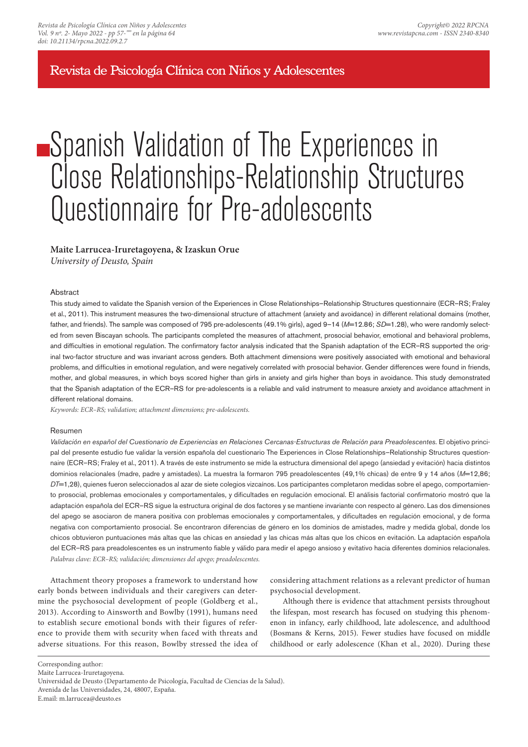# Spanish Validation of The Experiences in Close Relationships-Relationship Structures Questionnaire for Pre-adolescents

**Maite Larrucea-Iruretagoyena, & Izaskun Orue**

*University of Deusto, Spain*

## Abstract

This study aimed to validate the Spanish version of the Experiences in Close Relationships–Relationship Structures questionnaire (ECR–RS; Fraley et al., 2011). This instrument measures the two-dimensional structure of attachment (anxiety and avoidance) in different relational domains (mother, father, and friends). The sample was composed of 795 pre-adolescents (49.1% girls), aged 9–14 (*M*=12.86; *SD*=1.28), who were randomly selected from seven Biscayan schools. The participants completed the measures of attachment, prosocial behavior, emotional and behavioral problems, and difficulties in emotional regulation. The confirmatory factor analysis indicated that the Spanish adaptation of the ECR–RS supported the original two-factor structure and was invariant across genders. Both attachment dimensions were positively associated with emotional and behavioral problems, and difficulties in emotional regulation, and were negatively correlated with prosocial behavior. Gender differences were found in friends, mother, and global measures, in which boys scored higher than girls in anxiety and girls higher than boys in avoidance. This study demonstrated that the Spanish adaptation of the ECR–RS for pre-adolescents is a reliable and valid instrument to measure anxiety and avoidance attachment in different relational domains.

*Keywords: ECR–RS; validation; attachment dimensions; pre-adolescents.*

## Resumen

*Validación en español del Cuestionario de Experiencias en Relaciones Cercanas-Estructuras de Relación para Preadolescentes.* El objetivo principal del presente estudio fue validar la versión española del cuestionario The Experiences in Close Relationships–Relationship Structures questionnaire (ECR–RS; Fraley et al., 2011). A través de este instrumento se mide la estructura dimensional del apego (ansiedad y evitación) hacia distintos dominios relacionales (madre, padre y amistades). La muestra la formaron 795 preadolescentes (49,1% chicas) de entre 9 y 14 años (*M*=12,86; *DT*=1,28), quienes fueron seleccionados al azar de siete colegios vizcaínos. Los participantes completaron medidas sobre el apego, comportamiento prosocial, problemas emocionales y comportamentales, y dificultades en regulación emocional. El análisis factorial confirmatorio mostró que la adaptación española del ECR–RS sigue la estructura original de dos factores y se mantiene invariante con respecto al género. Las dos dimensiones del apego se asociaron de manera positiva con problemas emocionales y comportamentales, y dificultades en regulación emocional, y de forma negativa con comportamiento prosocial. Se encontraron diferencias de género en los dominios de amistades, madre y medida global, donde los chicos obtuvieron puntuaciones más altas que las chicas en ansiedad y las chicas más altas que los chicos en evitación. La adaptación española del ECR–RS para preadolescentes es un instrumento fiable y válido para medir el apego ansioso y evitativo hacia diferentes dominios relacionales.

*Palabras clave: ECR–RS; validación; dimensiones del apego; preadolescentes.*

Attachment theory proposes a framework to understand how early bonds between individuals and their caregivers can determine the psychosocial development of people (Goldberg et al., 2013). According to Ainsworth and Bowlby (1991), humans need to establish secure emotional bonds with their figures of reference to provide them with security when faced with threats and adverse situations. For this reason, Bowlby stressed the idea of considering attachment relations as a relevant predictor of human psychosocial development.

Although there is evidence that attachment persists throughout the lifespan, most research has focused on studying this phenomenon in infancy, early childhood, late adolescence, and adulthood (Bosmans & Kerns, 2015). Fewer studies have focused on middle childhood or early adolescence (Khan et al., 2020). During these

Corresponding author:
Maite Larrucea-Iruretagoyena.
Universidad de Deusto (Departamento de Psicología, Facultad de Ciencias de la Salud).
Avenida de las Universidades, 24, 48007, España.
E.mail: m.larrucea@deusto.es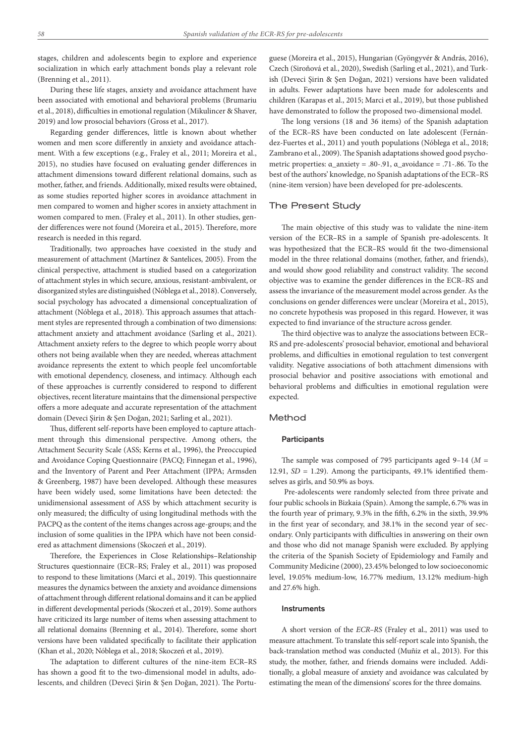stages, children and adolescents begin to explore and experience socialization in which early attachment bonds play a relevant role (Brenning et al., 2011).

During these life stages, anxiety and avoidance attachment have been associated with emotional and behavioral problems (Brumariu et al., 2018), difficulties in emotional regulation (Mikulincer & Shaver, 2019) and low prosocial behaviors (Gross et al., 2017).

Regarding gender differences, little is known about whether women and men score differently in anxiety and avoidance attachment. With a few exceptions (e.g., Fraley et al., 2011; Moreira et al., 2015), no studies have focused on evaluating gender differences in attachment dimensions toward different relational domains, such as mother, father, and friends. Additionally, mixed results were obtained, as some studies reported higher scores in avoidance attachment in men compared to women and higher scores in anxiety attachment in women compared to men. (Fraley et al., 2011). In other studies, gender differences were not found (Moreira et al., 2015). Therefore, more research is needed in this regard.

Traditionally, two approaches have coexisted in the study and measurement of attachment (Martínez & Santelices, 2005). From the clinical perspective, attachment is studied based on a categorization of attachment styles in which secure, anxious, resistant-ambivalent, or disorganized styles are distinguished (Nóblega et al., 2018). Conversely, social psychology has advocated a dimensional conceptualization of attachment (Nóblega et al., 2018). This approach assumes that attachment styles are represented through a combination of two dimensions: attachment anxiety and attachment avoidance (Sarling et al., 2021). Attachment anxiety refers to the degree to which people worry about others not being available when they are needed, whereas attachment avoidance represents the extent to which people feel uncomfortable with emotional dependency, closeness, and intimacy. Although each of these approaches is currently considered to respond to different objectives, recent literature maintains that the dimensional perspective offers a more adequate and accurate representation of the attachment domain (Deveci Şirin & Şen Doğan, 2021; Sarling et al., 2021).

Thus, different self-reports have been employed to capture attachment through this dimensional perspective. Among others, the Attachment Security Scale (ASS; Kerns et al., 1996), the Preoccupied and Avoidance Coping Questionnaire (PACQ; Finnegan et al., 1996), and the Inventory of Parent and Peer Attachment (IPPA; Armsden & Greenberg, 1987) have been developed. Although these measures have been widely used, some limitations have been detected: the unidimensional assessment of ASS by which attachment security is only measured; the difficulty of using longitudinal methods with the PACPQ as the content of the items changes across age-groups; and the inclusion of some qualities in the IPPA which have not been considered as attachment dimensions (Skoczeń et al., 2019).

Therefore, the Experiences in Close Relationships–Relationship Structures questionnaire (ECR–RS; Fraley et al., 2011) was proposed to respond to these limitations (Marci et al., 2019). This questionnaire measures the dynamics between the anxiety and avoidance dimensions of attachment through different relational domains and it can be applied in different developmental periods (Skoczeń et al., 2019). Some authors have criticized its large number of items when assessing attachment to all relational domains (Brenning et al., 2014). Therefore, some short versions have been validated specifically to facilitate their application (Khan et al., 2020; Nóblega et al., 2018; Skoczeń et al., 2019).

The adaptation to different cultures of the nine-item ECR–RS has shown a good fit to the two-dimensional model in adults, adolescents, and children (Deveci Şirin & Şen Doğan, 2021). The Portuguese (Moreira et al., 2015), Hungarian (Gyöngyvér & András, 2016), Czech (Siroňová et al., 2020), Swedish (Sarling et al., 2021), and Turkish (Deveci Şirin & Şen Doğan, 2021) versions have been validated in adults. Fewer adaptations have been made for adolescents and children (Karapas et al., 2015; Marci et al., 2019), but those published have demonstrated to follow the proposed two-dimensional model.

The long versions (18 and 36 items) of the Spanish adaptation of the ECR–RS have been conducted on late adolescent (Fernández-Fuertes et al., 2011) and youth populations (Nóblega et al., 2018; Zambrano et al., 2009). The Spanish adaptations showed good psychometric properties: $\alpha\_anxiety = .80\text{-}.91$, $\alpha\_avoidance = .71\text{-}.86$. To the best of the authors' knowledge, no Spanish adaptations of the ECR–RS (nine-item version) have been developed for pre-adolescents.

## The Present Study

The main objective of this study was to validate the nine-item version of the ECR–RS in a sample of Spanish pre-adolescents. It was hypothesized that the ECR–RS would fit the two-dimensional model in the three relational domains (mother, father, and friends), and would show good reliability and construct validity. The second objective was to examine the gender differences in the ECR–RS and assess the invariance of the measurement model across gender. As the conclusions on gender differences were unclear (Moreira et al., 2015), no concrete hypothesis was proposed in this regard. However, it was expected to find invariance of the structure across gender.

The third objective was to analyze the associations between ECR–RS and pre-adolescents' prosocial behavior, emotional and behavioral problems, and difficulties in emotional regulation to test convergent validity. Negative associations of both attachment dimensions with prosocial behavior and positive associations with emotional and behavioral problems and difficulties in emotional regulation were expected.

## Method

### Participants

The sample was composed of 795 participants aged 9–14 ($M$ = 12.91, $SD$ = 1.29). Among the participants, 49.1% identified themselves as girls, and 50.9% as boys.

Pre-adolescents were randomly selected from three private and four public schools in Bizkaia (Spain). Among the sample, 6.7% was in the fourth year of primary, 9.3% in the fifth, 6.2% in the sixth, 39.9% in the first year of secondary, and 38.1% in the second year of secondary. Only participants with difficulties in answering on their own and those who did not manage Spanish were excluded. By applying the criteria of the Spanish Society of Epidemiology and Family and Community Medicine (2000), 23.45% belonged to low socioeconomic level, 19.05% medium-low, 16.77% medium, 13.12% medium-high and 27.6% high.

### Instruments

A short version of the *ECR–RS* (Fraley et al., 2011) was used to measure attachment. To translate this self-report scale into Spanish, the back-translation method was conducted (Muñiz et al., 2013). For this study, the mother, father, and friends domains were included. Additionally, a global measure of anxiety and avoidance was calculated by estimating the mean of the dimensions' scores for the three domains.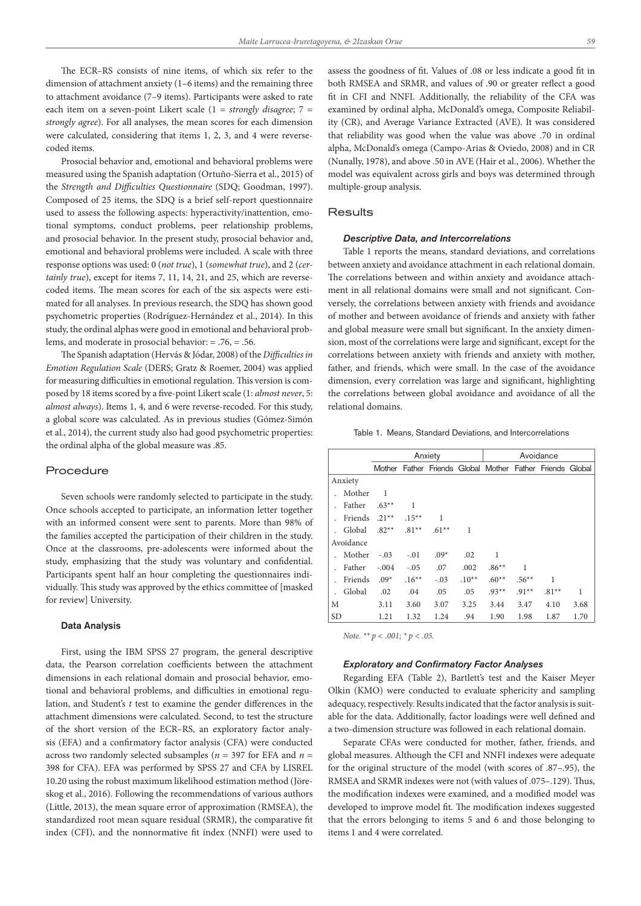The ECR–RS consists of nine items, of which six refer to the dimension of attachment anxiety (1–6 items) and the remaining three to attachment avoidance (7–9 items). Participants were asked to rate each item on a seven-point Likert scale (1 = *strongly disagree*; 7 = *strongly agree*). For all analyses, the mean scores for each dimension were calculated, considering that items 1, 2, 3, and 4 were reverse-coded items.

Prosocial behavior and, emotional and behavioral problems were measured using the Spanish adaptation (Ortuño-Sierra et al., 2015) of the *Strength and Difficulties Questionnaire* (SDQ; Goodman, 1997). Composed of 25 items, the SDQ is a brief self-report questionnaire used to assess the following aspects: hyperactivity/inattention, emotional symptoms, conduct problems, peer relationship problems, and prosocial behavior. In the present study, prosocial behavior and, emotional and behavioral problems were included. A scale with three response options was used: 0 (*not true*), 1 (*somewhat true*), and 2 (*certainly true*), except for items 7, 11, 14, 21, and 25, which are reverse-coded items. The mean scores for each of the six aspects were estimated for all analyses. In previous research, the SDQ has shown good psychometric properties (Rodríguez-Hernández et al., 2014). In this study, the ordinal alphas were good in emotional and behavioral problems, and moderate in prosocial behavior: = .76, = .56.

The Spanish adaptation (Hervás & Jódar, 2008) of the *Difficulties in Emotion Regulation Scale* (DERS; Gratz & Roemer, 2004) was applied for measuring difficulties in emotional regulation. This version is composed by 18 items scored by a five-point Likert scale (1: *almost never*, 5: *almost always*). Items 1, 4, and 6 were reverse-recoded. For this study, a global score was calculated. As in previous studies (Gómez-Simón et al., 2014), the current study also had good psychometric properties: the ordinal alpha of the global measure was .85.

## Procedure

Seven schools were randomly selected to participate in the study. Once schools accepted to participate, an information letter together with an informed consent were sent to parents. More than 98% of the families accepted the participation of their children in the study. Once at the classrooms, pre-adolescents were informed about the study, emphasizing that the study was voluntary and confidential. Participants spent half an hour completing the questionnaires individually. This study was approved by the ethics committee of [masked for review] University.

### Data Analysis

First, using the IBM SPSS 27 program, the general descriptive data, the Pearson correlation coefficients between the attachment dimensions in each relational domain and prosocial behavior, emotional and behavioral problems, and difficulties in emotional regulation, and Student's *t* test to examine the gender differences in the attachment dimensions were calculated. Second, to test the structure of the short version of the ECR–RS, an exploratory factor analysis (EFA) and a confirmatory factor analysis (CFA) were conducted across two randomly selected subsamples ($n$ = 397 for EFA and $n$ = 398 for CFA). EFA was performed by SPSS 27 and CFA by LISREL 10.20 using the robust maximum likelihood estimation method (Jöreskog et al., 2016). Following the recommendations of various authors (Little, 2013), the mean square error of approximation (RMSEA), the standardized root mean square residual (SRMR), the comparative fit index (CFI), and the nonnormative fit index (NNFI) were used to assess the goodness of fit. Values of .08 or less indicate a good fit in both RMSEA and SRMR, and values of .90 or greater reflect a good fit in CFI and NNFI. Additionally, the reliability of the CFA was examined by ordinal alpha, McDonald's omega, Composite Reliability (CR), and Average Variance Extracted (AVE). It was considered that reliability was good when the value was above .70 in ordinal alpha, McDonald's omega (Campo-Arias & Oviedo, 2008) and in CR (Nunally, 1978), and above .50 in AVE (Hair et al., 2006). Whether the model was equivalent across girls and boys was determined through multiple-group analysis.

## Results

### *Descriptive Data, and Intercorrelations*

Table 1 reports the means, standard deviations, and correlations between anxiety and avoidance attachment in each relational domain. The correlations between and within anxiety and avoidance attachment in all relational domains were small and not significant. Conversely, the correlations between anxiety with friends and avoidance of mother and between avoidance of friends and anxiety with father and global measure were small but significant. In the anxiety dimension, most of the correlations were large and significant, except for the correlations between anxiety with friends and anxiety with mother, father, and friends, which were small. In the case of the avoidance dimension, every correlation was large and significant, highlighting the correlations between global avoidance and avoidance of all the relational domains.

Table 1. Means, Standard Deviations, and Intercorrelations

| | Anxiety | | | | Avoidance | | | |
|---|---|---|---|---|---|---|---|---|
| | Mother | Father | Friends | Global | Mother | Father | Friends | Global |
| Anxiety | | | | | | | | |
| . Mother | 1 | | | | | | | |
| . Father | .63** | 1 | | | | | | |
| . Friends | .21** | .15** | 1 | | | | | |
| . Global | .82** | .81** | .61** | 1 | | | | |
| Avoidance | | | | | | | | |
| . Mother | -.03 | -.01 | .09* | .02 | 1 | | | |
| . Father | -.004 | -.05 | .07 | .002 | .86** | 1 | | |
| . Friends | .09* | .16** | -.03 | .10** | .60** | .56** | 1 | |
| . Global | .02 | .04 | .05 | .05 | .93** | .91** | .81** | 1 |
| M | 3.11 | 3.60 | 3.07 | 3.25 | 3.44 | 3.47 | 4.10 | 3.68 |
| SD | 1.21 | 1.32 | 1.24 | .94 | 1.90 | 1.98 | 1.87 | 1.70 |

*Note.* ** $p < .001$; * $p < .05$.

### *Exploratory and Confirmatory Factor Analyses*

Regarding EFA (Table 2), Bartlett's test and the Kaiser Meyer Olkin (KMO) were conducted to evaluate sphericity and sampling adequacy, respectively. Results indicated that the factor analysis is suitable for the data. Additionally, factor loadings were well defined and a two-dimension structure was followed in each relational domain.

Separate CFAs were conducted for mother, father, friends, and global measures. Although the CFI and NNFI indexes were adequate for the original structure of the model (with scores of .87–.95), the RMSEA and SRMR indexes were not (with values of .075–.129). Thus, the modification indexes were examined, and a modified model was developed to improve model fit. The modification indexes suggested that the errors belonging to items 5 and 6 and those belonging to items 1 and 4 were correlated.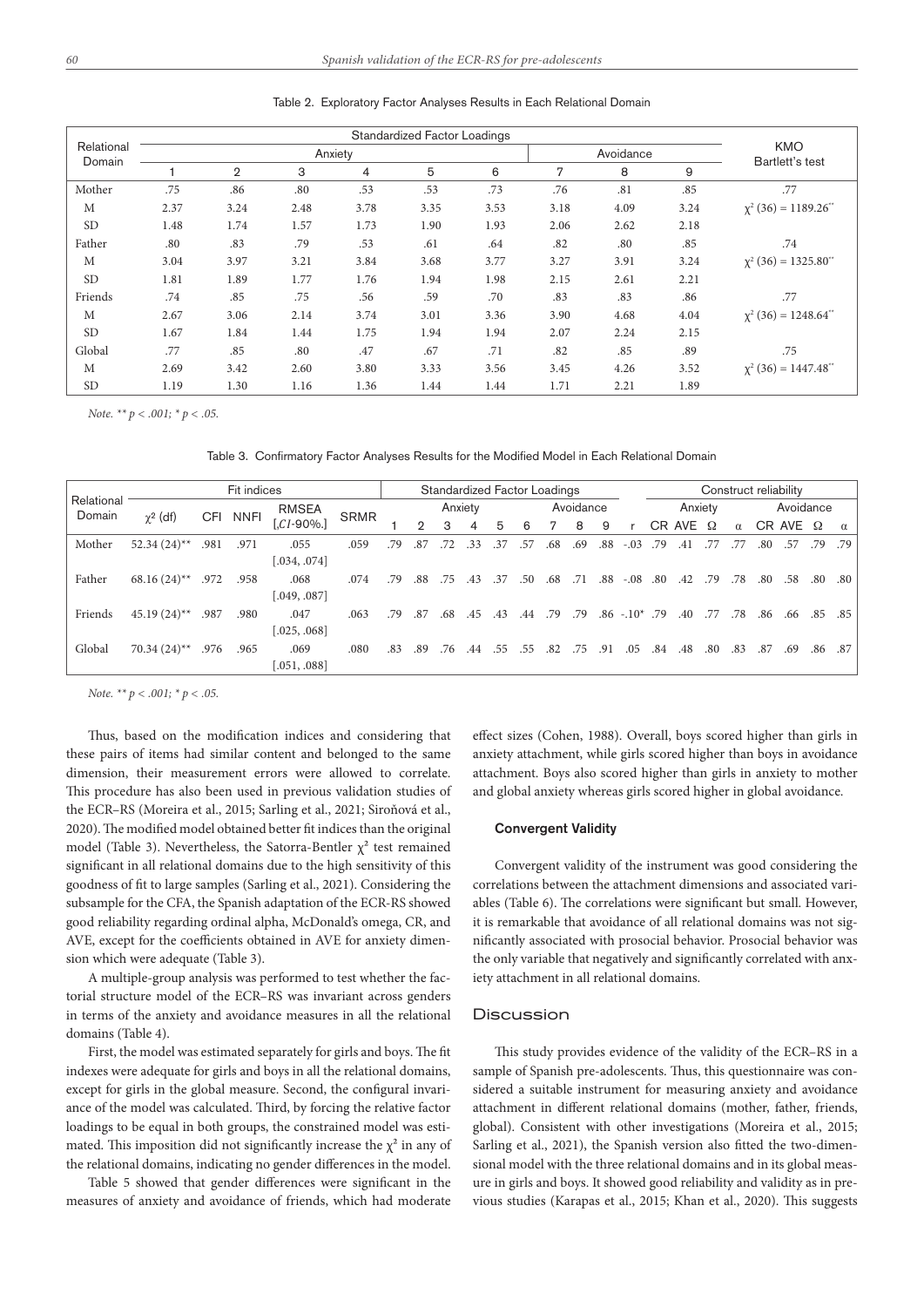Table 2. Exploratory Factor Analyses Results in Each Relational Domain

| Relational Domain | Standardized Factor Loadings | | | | | | | | | KMO Bartlett's test |
|---|---|---|---|---|---|---|---|---|---|---|
| | Anxiety | | | | | | Avoidance | | | |
| | 1 | 2 | 3 | 4 | 5 | 6 | 7 | 8 | 9 | |
| Mother | .75 | .86 | .80 | .53 | .53 | .73 | .76 | .81 | .85 | .77 |
| M | 2.37 | 3.24 | 2.48 | 3.78 | 3.35 | 3.53 | 3.18 | 4.09 | 3.24 | $\chi^2$ (36) = 1189.26** |
| SD | 1.48 | 1.74 | 1.57 | 1.73 | 1.90 | 1.93 | 2.06 | 2.62 | 2.18 | |
| Father | .80 | .83 | .79 | .53 | .61 | .64 | .82 | .80 | .85 | .74 |
| M | 3.04 | 3.97 | 3.21 | 3.84 | 3.68 | 3.77 | 3.27 | 3.91 | 3.24 | $\chi^2$ (36) = 1325.80** |
| SD | 1.81 | 1.89 | 1.77 | 1.76 | 1.94 | 1.98 | 2.15 | 2.61 | 2.21 | |
| Friends | .74 | .85 | .75 | .56 | .59 | .70 | .83 | .83 | .86 | .77 |
| M | 2.67 | 3.06 | 2.14 | 3.74 | 3.01 | 3.36 | 3.90 | 4.68 | 4.04 | $\chi^2$ (36) = 1248.64** |
| SD | 1.67 | 1.84 | 1.44 | 1.75 | 1.94 | 1.94 | 2.07 | 2.24 | 2.15 | |
| Global | .77 | .85 | .80 | .47 | .67 | .71 | .82 | .85 | .89 | .75 |
| M | 2.69 | 3.42 | 2.60 | 3.80 | 3.33 | 3.56 | 3.45 | 4.26 | 3.52 | $\chi^2$ (36) = 1447.48** |
| SD | 1.19 | 1.30 | 1.16 | 1.36 | 1.44 | 1.44 | 1.71 | 2.21 | 1.89 | |

*Note.* ** *p* < .001; * *p* < .05.

Table 3. Confirmatory Factor Analyses Results for the Modified Model in Each Relational Domain

| Relational Domain | Fit indices | | | | | Standardized Factor Loadings | | | | | | | | | | Construct reliability | | | | | | | |
|---|---|---|---|---|---|---|---|---|---|---|---|---|---|---|---|---|---|---|---|---|---|---|---|
| | $\chi^2$ (df) | CFI | NNFI | RMSEA [*CI*-90%.] | SRMR | Anxiety | | | | | | Avoidance | | | | Anxiety | | | | Avoidance | | | |
| | | | | | | 1 | 2 | 3 | 4 | 5 | 6 | 7 | 8 | 9 | r | CR | AVE | Ω | α | CR | AVE | Ω | α |
| Mother | 52.34 (24)** | .981 | .971 | .055 [.034, .074] | .059 | .79 | .87 | .72 | .33 | .37 | .57 | .68 | .69 | .88 | -.03 | .79 | .41 | .77 | .77 | .80 | .57 | .79 | .79 |
| Father | 68.16 (24)** | .972 | .958 | .068 [.049, .087] | .074 | .79 | .88 | .75 | .43 | .37 | .50 | .68 | .71 | .88 | -.08 | .80 | .42 | .79 | .78 | .80 | .58 | .80 | .80 |
| Friends | 45.19 (24)** | .987 | .980 | .047 [.025, .068] | .063 | .79 | .87 | .68 | .45 | .43 | .44 | .79 | .79 | .86 | -.10* | .79 | .40 | .77 | .78 | .86 | .66 | .85 | .85 |
| Global | 70.34 (24)** | .976 | .965 | .069 [.051, .088] | .080 | .83 | .89 | .76 | .44 | .55 | .55 | .82 | .75 | .91 | .05 | .84 | .48 | .80 | .83 | .87 | .69 | .86 | .87 |

*Note.* ** *p* < .001; * *p* < .05.

Thus, based on the modification indices and considering that these pairs of items had similar content and belonged to the same dimension, their measurement errors were allowed to correlate. This procedure has also been used in previous validation studies of the ECR–RS (Moreira et al., 2015; Sarling et al., 2021; Siroňová et al., 2020). The modified model obtained better fit indices than the original model (Table 3). Nevertheless, the Satorra-Bentler $\chi^2$ test remained significant in all relational domains due to the high sensitivity of this goodness of fit to large samples (Sarling et al., 2021). Considering the subsample for the CFA, the Spanish adaptation of the ECR-RS showed good reliability regarding ordinal alpha, McDonald's omega, CR, and AVE, except for the coefficients obtained in AVE for anxiety dimension which were adequate (Table 3).

A multiple-group analysis was performed to test whether the factorial structure model of the ECR–RS was invariant across genders in terms of the anxiety and avoidance measures in all the relational domains (Table 4).

First, the model was estimated separately for girls and boys. The fit indexes were adequate for girls and boys in all the relational domains, except for girls in the global measure. Second, the configural invariance of the model was calculated. Third, by forcing the relative factor loadings to be equal in both groups, the constrained model was estimated. This imposition did not significantly increase the $\chi^2$ in any of the relational domains, indicating no gender differences in the model.

Table 5 showed that gender differences were significant in the measures of anxiety and avoidance of friends, which had moderate effect sizes (Cohen, 1988). Overall, boys scored higher than girls in anxiety attachment, while girls scored higher than boys in avoidance attachment. Boys also scored higher than girls in anxiety to mother and global anxiety whereas girls scored higher in global avoidance.

### Convergent Validity

Convergent validity of the instrument was good considering the correlations between the attachment dimensions and associated variables (Table 6). The correlations were significant but small. However, it is remarkable that avoidance of all relational domains was not significantly associated with prosocial behavior. Prosocial behavior was the only variable that negatively and significantly correlated with anxiety attachment in all relational domains.

## Discussion

This study provides evidence of the validity of the ECR–RS in a sample of Spanish pre-adolescents. Thus, this questionnaire was considered a suitable instrument for measuring anxiety and avoidance attachment in different relational domains (mother, father, friends, global). Consistent with other investigations (Moreira et al., 2015; Sarling et al., 2021), the Spanish version also fitted the two-dimensional model with the three relational domains and in its global measure in girls and boys. It showed good reliability and validity as in previous studies (Karapas et al., 2015; Khan et al., 2020). This suggests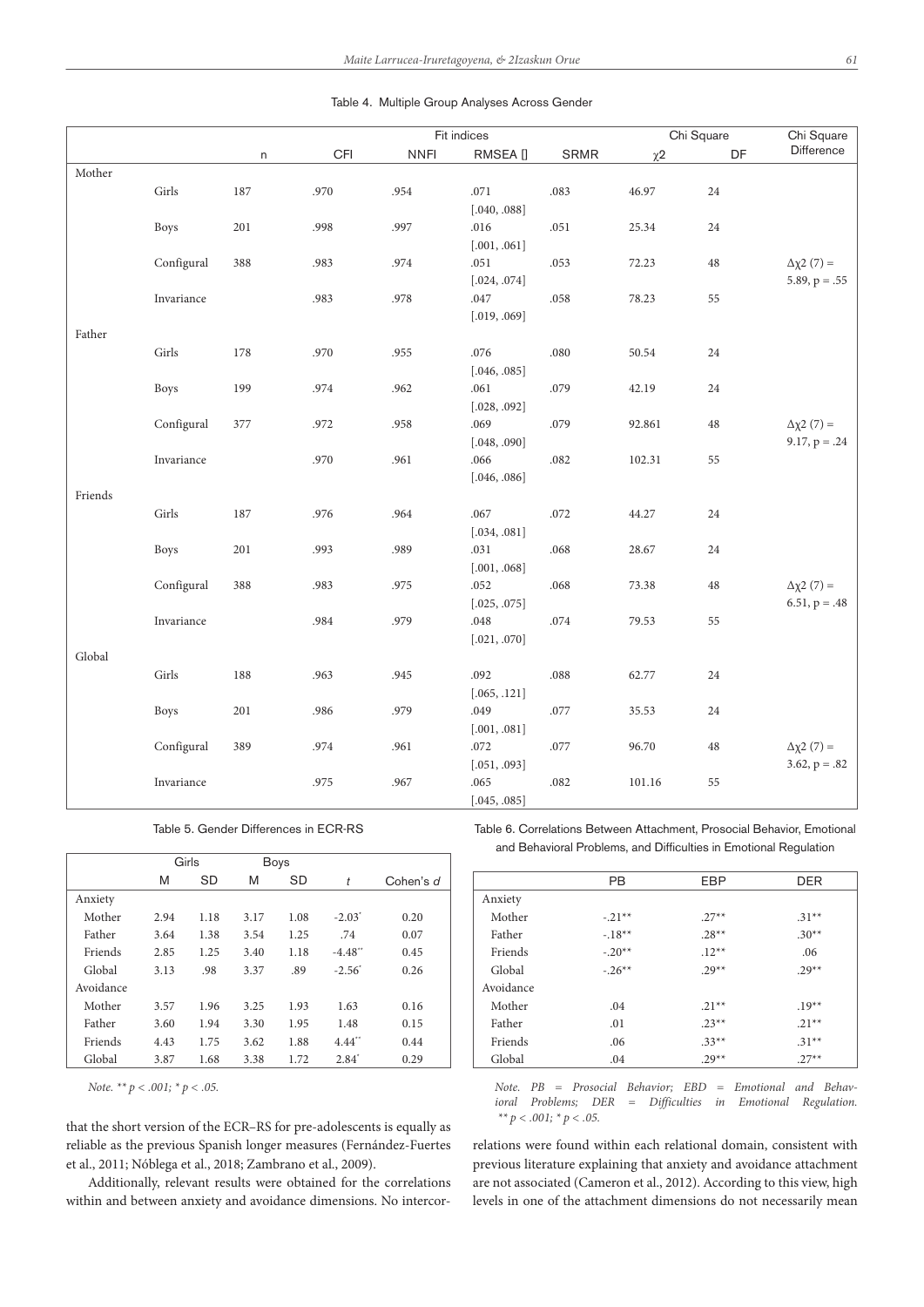Table 4. Multiple Group Analyses Across Gender

| | | | Fit indices | | | | Chi Square | | Chi Square Difference |
|---|---|---|---|---|---|---|---|---|---|
| | | n | CFI | NNFI | RMSEA [] | SRMR | $\chi 2$ | DF | |
| Mother | | | | | | | | | |
| | Girls | 187 | .970 | .954 | .071 [.040, .088] | .083 | 46.97 | 24 | |
| | Boys | 201 | .998 | .997 | .016 [.001, .061] | .051 | 25.34 | 24 | |
| | Configural | 388 | .983 | .974 | .051 [.024, .074] | .053 | 72.23 | 48 | $\Delta\chi 2$ (7) = 5.89, p = .55 |
| | Invariance | | .983 | .978 | .047 [.019, .069] | .058 | 78.23 | 55 | |
| Father | | | | | | | | | |
| | Girls | 178 | .970 | .955 | .076 [.046, .085] | .080 | 50.54 | 24 | |
| | Boys | 199 | .974 | .962 | .061 [.028, .092] | .079 | 42.19 | 24 | |
| | Configural | 377 | .972 | .958 | .069 [.048, .090] | .079 | 92.861 | 48 | $\Delta\chi 2$ (7) = 9.17, p = .24 |
| | Invariance | | .970 | .961 | .066 [.046, .086] | .082 | 102.31 | 55 | |
| Friends | | | | | | | | | |
| | Girls | 187 | .976 | .964 | .067 [.034, .081] | .072 | 44.27 | 24 | |
| | Boys | 201 | .993 | .989 | .031 [.001, .068] | .068 | 28.67 | 24 | |
| | Configural | 388 | .983 | .975 | .052 [.025, .075] | .068 | 73.38 | 48 | $\Delta\chi 2$ (7) = 6.51, p = .48 |
| | Invariance | | .984 | .979 | .048 [.021, .070] | .074 | 79.53 | 55 | |
| Global | | | | | | | | | |
| | Girls | 188 | .963 | .945 | .092 [.065, .121] | .088 | 62.77 | 24 | |
| | Boys | 201 | .986 | .979 | .049 [.001, .081] | .077 | 35.53 | 24 | |
| | Configural | 389 | .974 | .961 | .072 [.051, .093] | .077 | 96.70 | 48 | $\Delta\chi 2$ (7) = 3.62, p = .82 |
| | Invariance | | .975 | .967 | .065 [.045, .085] | .082 | 101.16 | 55 | |

Table 5. Gender Differences in ECR-RS

| | Girls | | Boys | | | |
|---|---|---|---|---|---|---|
| | M | SD | M | SD | *t* | Cohen's *d* |
| Anxiety | | | | | | |
| Mother | 2.94 | 1.18 | 3.17 | 1.08 | -2.03* | 0.20 |
| Father | 3.64 | 1.38 | 3.54 | 1.25 | .74 | 0.07 |
| Friends | 2.85 | 1.25 | 3.40 | 1.18 | -4.48** | 0.45 |
| Global | 3.13 | .98 | 3.37 | .89 | -2.56* | 0.26 |
| Avoidance | | | | | | |
| Mother | 3.57 | 1.96 | 3.25 | 1.93 | 1.63 | 0.16 |
| Father | 3.60 | 1.94 | 3.30 | 1.95 | 1.48 | 0.15 |
| Friends | 4.43 | 1.75 | 3.62 | 1.88 | 4.44** | 0.44 |
| Global | 3.87 | 1.68 | 3.38 | 1.72 | 2.84* | 0.29 |

*Note. ** p < .001; * p < .05.*

Table 6. Correlations Between Attachment, Prosocial Behavior, Emotional and Behavioral Problems, and Difficulties in Emotional Regulation

| | PB | EBP | DER |
|---|---|---|---|
| Anxiety | | | |
| Mother | -.21** | .27** | .31** |
| Father | -.18** | .28** | .30** |
| Friends | -.20** | .12** | .06 |
| Global | -.26** | .29** | .29** |
| Avoidance | | | |
| Mother | .04 | .21** | .19** |
| Father | .01 | .23** | .21** |
| Friends | .06 | .33** | .31** |
| Global | .04 | .29** | .27** |

*Note. PB = Prosocial Behavior; EBD = Emotional and Behavioral Problems; DER = Difficulties in Emotional Regulation. ** p < .001; * p < .05.*

that the short version of the ECR–RS for pre-adolescents is equally as reliable as the previous Spanish longer measures (Fernández-Fuertes et al., 2011; Nóblega et al., 2018; Zambrano et al., 2009).

Additionally, relevant results were obtained for the correlations within and between anxiety and avoidance dimensions. No intercorrelations were found within each relational domain, consistent with previous literature explaining that anxiety and avoidance attachment are not associated (Cameron et al., 2012). According to this view, high levels in one of the attachment dimensions do not necessarily mean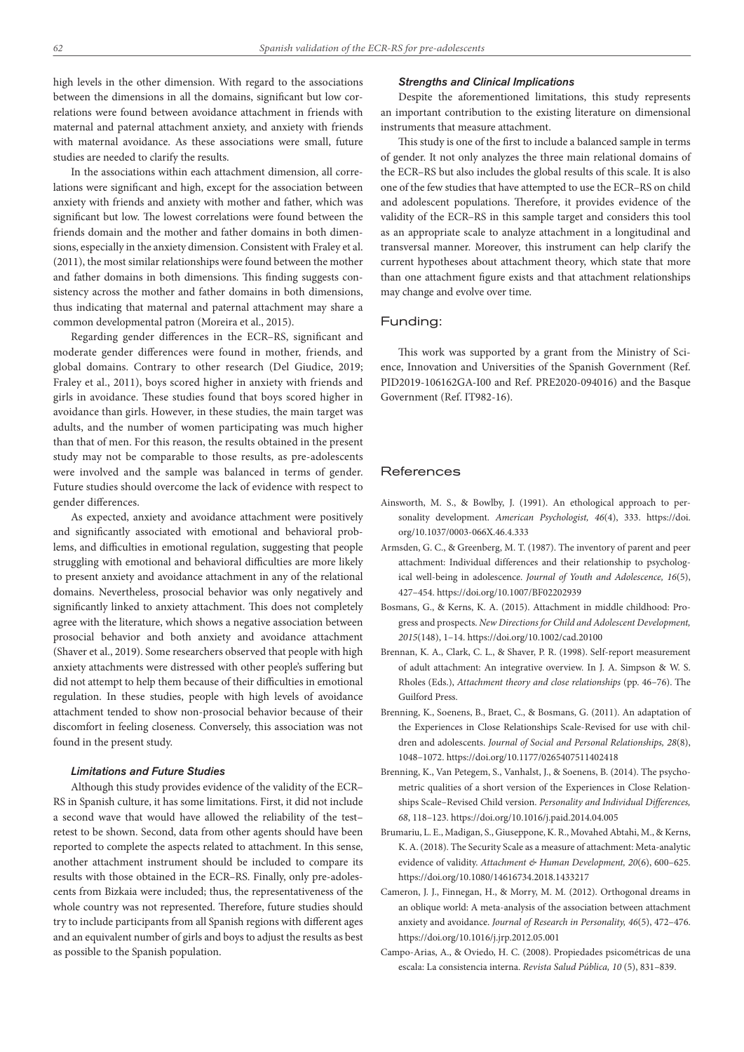high levels in the other dimension. With regard to the associations between the dimensions in all the domains, significant but low correlations were found between avoidance attachment in friends with maternal and paternal attachment anxiety, and anxiety with friends with maternal avoidance. As these associations were small, future studies are needed to clarify the results.

In the associations within each attachment dimension, all correlations were significant and high, except for the association between anxiety with friends and anxiety with mother and father, which was significant but low. The lowest correlations were found between the friends domain and the mother and father domains in both dimensions, especially in the anxiety dimension. Consistent with Fraley et al. (2011), the most similar relationships were found between the mother and father domains in both dimensions. This finding suggests consistency across the mother and father domains in both dimensions, thus indicating that maternal and paternal attachment may share a common developmental patron (Moreira et al., 2015).

Regarding gender differences in the ECR–RS, significant and moderate gender differences were found in mother, friends, and global domains. Contrary to other research (Del Giudice, 2019; Fraley et al., 2011), boys scored higher in anxiety with friends and girls in avoidance. These studies found that boys scored higher in avoidance than girls. However, in these studies, the main target was adults, and the number of women participating was much higher than that of men. For this reason, the results obtained in the present study may not be comparable to those results, as pre-adolescents were involved and the sample was balanced in terms of gender. Future studies should overcome the lack of evidence with respect to gender differences.

As expected, anxiety and avoidance attachment were positively and significantly associated with emotional and behavioral problems, and difficulties in emotional regulation, suggesting that people struggling with emotional and behavioral difficulties are more likely to present anxiety and avoidance attachment in any of the relational domains. Nevertheless, prosocial behavior was only negatively and significantly linked to anxiety attachment. This does not completely agree with the literature, which shows a negative association between prosocial behavior and both anxiety and avoidance attachment (Shaver et al., 2019). Some researchers observed that people with high anxiety attachments were distressed with other people's suffering but did not attempt to help them because of their difficulties in emotional regulation. In these studies, people with high levels of avoidance attachment tended to show non-prosocial behavior because of their discomfort in feeling closeness. Conversely, this association was not found in the present study.

### *Limitations and Future Studies*

Although this study provides evidence of the validity of the ECR–RS in Spanish culture, it has some limitations. First, it did not include a second wave that would have allowed the reliability of the test–retest to be shown. Second, data from other agents should have been reported to complete the aspects related to attachment. In this sense, another attachment instrument should be included to compare its results with those obtained in the ECR–RS. Finally, only pre-adolescents from Bizkaia were included; thus, the representativeness of the whole country was not represented. Therefore, future studies should try to include participants from all Spanish regions with different ages and an equivalent number of girls and boys to adjust the results as best as possible to the Spanish population.

### *Strengths and Clinical Implications*

Despite the aforementioned limitations, this study represents an important contribution to the existing literature on dimensional instruments that measure attachment.

This study is one of the first to include a balanced sample in terms of gender. It not only analyzes the three main relational domains of the ECR–RS but also includes the global results of this scale. It is also one of the few studies that have attempted to use the ECR–RS on child and adolescent populations. Therefore, it provides evidence of the validity of the ECR–RS in this sample target and considers this tool as an appropriate scale to analyze attachment in a longitudinal and transversal manner. Moreover, this instrument can help clarify the current hypotheses about attachment theory, which state that more than one attachment figure exists and that attachment relationships may change and evolve over time.

## Funding:

This work was supported by a grant from the Ministry of Science, Innovation and Universities of the Spanish Government (Ref. PID2019-106162GA-I00 and Ref. PRE2020-094016) and the Basque Government (Ref. IT982-16).

## References

Ainsworth, M. S., & Bowlby, J. (1991). An ethological approach to personality development. *American Psychologist, 46*(4), 333. https://doi.org/10.1037/0003-066X.46.4.333

Armsden, G. C., & Greenberg, M. T. (1987). The inventory of parent and peer attachment: Individual differences and their relationship to psychological well-being in adolescence. *Journal of Youth and Adolescence, 16*(5), 427–454. https://doi.org/10.1007/BF02202939

Bosmans, G., & Kerns, K. A. (2015). Attachment in middle childhood: Progress and prospects. *New Directions for Child and Adolescent Development, 2015*(148), 1–14. https://doi.org/10.1002/cad.20100

Brennan, K. A., Clark, C. L., & Shaver, P. R. (1998). Self-report measurement of adult attachment: An integrative overview. In J. A. Simpson & W. S. Rholes (Eds.), *Attachment theory and close relationships* (pp. 46–76). The Guilford Press.

Brenning, K., Soenens, B., Braet, C., & Bosmans, G. (2011). An adaptation of the Experiences in Close Relationships Scale-Revised for use with children and adolescents. *Journal of Social and Personal Relationships, 28*(8), 1048–1072. https://doi.org/10.1177/0265407511402418

Brenning, K., Van Petegem, S., Vanhalst, J., & Soenens, B. (2014). The psychometric qualities of a short version of the Experiences in Close Relationships Scale–Revised Child version. *Personality and Individual Differences, 68*, 118–123. https://doi.org/10.1016/j.paid.2014.04.005

Brumariu, L. E., Madigan, S., Giuseppone, K. R., Movahed Abtahi, M., & Kerns, K. A. (2018). The Security Scale as a measure of attachment: Meta-analytic evidence of validity. *Attachment & Human Development, 20*(6), 600–625. https://doi.org/10.1080/14616734.2018.1433217

Cameron, J. J., Finnegan, H., & Morry, M. M. (2012). Orthogonal dreams in an oblique world: A meta-analysis of the association between attachment anxiety and avoidance. *Journal of Research in Personality, 46*(5), 472–476. https://doi.org/10.1016/j.jrp.2012.05.001

Campo-Arias, A., & Oviedo, H. C. (2008). Propiedades psicométricas de una escala: La consistencia interna. *Revista Salud Pública, 10* (5), 831–839.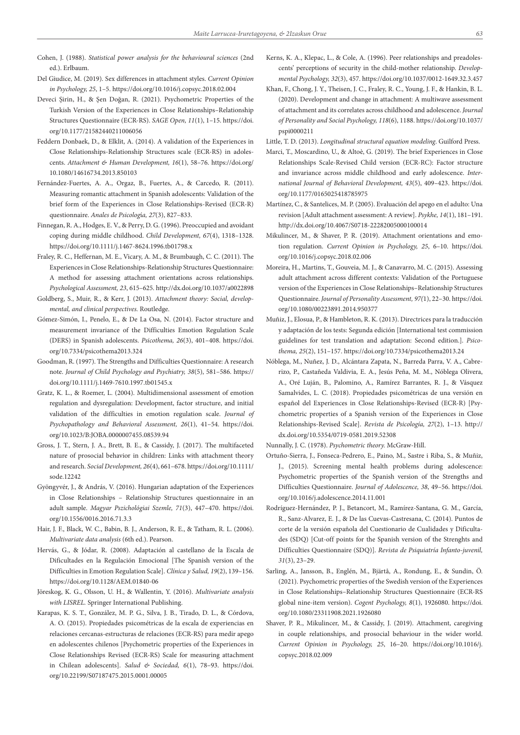Cohen, J. (1988). *Statistical power analysis for the behavioural sciences* (2nd ed.). Erlbaum.

Del Giudice, M. (2019). Sex differences in attachment styles. *Current Opinion in Psychology, 25*, 1–5. https://doi.org/10.1016/j.copsyc.2018.02.004

Deveci Şirin, H., & Şen Doğan, R. (2021). Psychometric Properties of the Turkish Version of the Experiences in Close Relationships–Relationship Structures Questionnaire (ECR-RS). *SAGE Open, 11*(1), 1–15. https://doi.org/10.1177/21582440211006056

Feddern Donbaek, D., & Elklit, A. (2014). A validation of the Experiences in Close Relationships-Relationship Structures scale (ECR-RS) in adolescents. *Attachment & Human Development, 16*(1), 58–76. https://doi.org/10.1080/14616734.2013.850103

Fernández-Fuertes, A. A., Orgaz, B., Fuertes, A., & Carcedo, R. (2011). Measuring romantic attachment in Spanish adolescents: Validation of the brief form of the Experiences in Close Relationships-Revised (ECR-R) questionnaire. *Anales de Psicología, 27*(3), 827–833.

Finnegan, R. A., Hodges, E. V., & Perry, D. G. (1996). Preoccupied and avoidant coping during middle childhood. *Child Development, 67*(4), 1318–1328. https://doi.org/10.1111/j.1467-8624.1996.tb01798.x

Fraley, R. C., Heffernan, M. E., Vicary, A. M., & Brumbaugh, C. C. (2011). The Experiences in Close Relationships-Relationship Structures Questionnaire: A method for assessing attachment orientations across relationships. *Psychological Assessment, 23*, 615–625. http://dx.doi.org/10.1037/a0022898

Goldberg, S., Muir, R., & Kerr, J. (2013). *Attachment theory: Social, developmental, and clinical perspectives.* Routledge.

Gómez-Simón, I., Penelo, E., & De La Osa, N. (2014). Factor structure and measurement invariance of the Difficulties Emotion Regulation Scale (DERS) in Spanish adolescents. *Psicothema, 26*(3), 401–408. https://doi.org/10.7334/psicothema2013.324

Goodman, R. (1997). The Strengths and Difficulties Questionnaire: A research note. *Journal of Child Psychology and Psychiatry, 38*(5), 581–586. https://doi.org/10.1111/j.1469-7610.1997.tb01545.x

Gratz, K. L., & Roemer, L. (2004). Multidimensional assessment of emotion regulation and dysregulation: Development, factor structure, and initial validation of the difficulties in emotion regulation scale. *Journal of Psychopathology and Behavioral Assessment, 26*(1), 41–54. https://doi.org/10.1023/B:JOBA.0000007455.08539.94

Gross, J. T., Stern, J. A., Brett, B. E., & Cassidy, J. (2017). The multifaceted nature of prosocial behavior in children: Links with attachment theory and research. *Social Development, 26*(4), 661–678. https://doi.org/10.1111/sode.12242

Gyöngyvér, J., & András, V. (2016). Hungarian adaptation of the Experiences in Close Relationships – Relationship Structures questionnaire in an adult sample. *Magyar Pszichológiai Szemle, 71*(3), 447–470. https://doi.org/10.1556/0016.2016.71.3.3

Hair, J. F., Black, W. C., Babin, B. J., Anderson, R. E., & Tatham, R. L. (2006). *Multivariate data analysis* (6th ed.). Pearson.

Hervás, G., & Jódar, R. (2008). Adaptación al castellano de la Escala de Dificultades en la Regulación Emocional [The Spanish version of the Difficulties in Emotion Regulation Scale]. *Clínica y Salud, 19*(2), 139–156. https://doi.org/10.1128/AEM.01840-06

Jöreskog, K. G., Olsson, U. H., & Wallentin, Y. (2016). *Multivariate analysis with LISREL.* Springer International Publishing.

Karapas, K. S. T., González, M. P. G., Silva, J. B., Tirado, D. L., & Córdova, A. O. (2015). Propiedades psicométricas de la escala de experiencias en relaciones cercanas-estructuras de relaciones (ECR-RS) para medir apego en adolescentes chilenos [Psychometric properties of the Experiences in Close Relationships Revised (ECR-RS) Scale for measuring attachment in Chilean adolescents]. *Salud & Sociedad, 6*(1), 78–93. https://doi.org/10.22199/S07187475.2015.0001.00005

Kerns, K. A., Klepac, L., & Cole, A. (1996). Peer relationships and preadolescents' perceptions of security in the child-mother relationship. *Developmental Psychology, 32*(3), 457. https://doi.org/10.1037/0012-1649.32.3.457

Khan, F., Chong, J. Y., Theisen, J. C., Fraley, R. C., Young, J. F., & Hankin, B. L. (2020). Development and change in attachment: A multiwave assessment of attachment and its correlates across childhood and adolescence. *Journal of Personality and Social Psychology, 118*(6), 1188. https://doi.org/10.1037/pspi0000211

Little, T. D. (2013). *Longitudinal structural equation modeling.* Guilford Press.

Marci, T., Moscardino, U., & Altoè, G. (2019). The brief Experiences in Close Relationships Scale-Revised Child version (ECR-RC): Factor structure and invariance across middle childhood and early adolescence. *International Journal of Behavioral Development, 43*(5), 409–423. https://doi.org/10.1177/0165025418785975

Martínez, C., & Santelices, M. P. (2005). Evaluación del apego en el adulto: Una revision [Adult attachment assessment: A review]. *Psykhe, 14*(1), 181–191. http://dx.doi.org/10.4067/S0718-22282005000100014

Mikulincer, M., & Shaver, P. R. (2019). Attachment orientations and emotion regulation. *Current Opinion in Psychology, 25*, 6–10. https://doi.org/10.1016/j.copsyc.2018.02.006

Moreira, H., Martins, T., Gouveia, M. J., & Canavarro, M. C. (2015). Assessing adult attachment across different contexts: Validation of the Portuguese version of the Experiences in Close Relationships–Relationship Structures Questionnaire. *Journal of Personality Assessment, 97*(1), 22–30. https://doi.org/10.1080/00223891.2014.950377

Muñiz, J., Elosua, P., & Hambleton, R. K. (2013). Directrices para la traducción y adaptación de los tests: Segunda edición [International test commission guidelines for test translation and adaptation: Second edition.]. *Psicothema, 25*(2), 151–157. https://doi.org/10.7334/psicothema2013.24

Nóblega, M., Nuñez, J. D., Alcántara Zapata, N., Barreda Parra, V. A., Cabrerizo, P., Castañeda Valdivia, E. A., Jesús Peña, M. M., Nóblega Olivera, A., Oré Luján, B., Palomino, A., Ramírez Barrantes, R. J., & Vásquez Samalvides, L. C. (2018). Propiedades psicométricas de una versión en español del Experiences in Close Relationships-Revised (ECR-R) [Psychometric properties of a Spanish version of the Experiences in Close Relationships-Revised Scale]. *Revista de Psicología, 27*(2), 1–13. http://dx.doi.org/10.5354/0719-0581.2019.52308

Nunnally, J. C. (1978). *Psychometric theory.* McGraw-Hill.

Ortuño-Sierra, J., Fonseca-Pedrero, E., Paino, M., Sastre i Riba, S., & Muñiz, J., (2015). Screening mental health problems during adolescence: Psychometric properties of the Spanish version of the Strengths and Difficulties Questionnaire. *Journal of Adolescence, 38*, 49–56. https://doi.org/10.1016/j.adolescence.2014.11.001

Rodríguez-Hernández, P. J., Betancort, M., Ramírez-Santana, G. M., García, R., Sanz-Alvarez, E. J., & De las Cuevas-Castresana, C. (2014). Puntos de corte de la versión española del Cuestionario de Cualidades y Dificultades (SDQ) [Cut-off points for the Spanish version of the Strenghts and Difficulties Questionnaire (SDQ)]. *Revista de Psiquiatría Infanto-juvenil, 31*(3), 23–29.

Sarling, A., Jansson, B., Englén, M., Bjärtå, A., Rondung, E., & Sundin, Ö. (2021). Psychometric properties of the Swedish version of the Experiences in Close Relationships–Relationship Structures Questionnaire (ECR-RS global nine-item version). *Cogent Psychology, 8*(1), 1926080. https://doi.org/10.1080/23311908.2021.1926080

Shaver, P. R., Mikulincer, M., & Cassidy, J. (2019). Attachment, caregiving in couple relationships, and prosocial behaviour in the wider world. *Current Opinion in Psychology, 25*, 16–20. https://doi.org/10.1016/j.copsyc.2018.02.009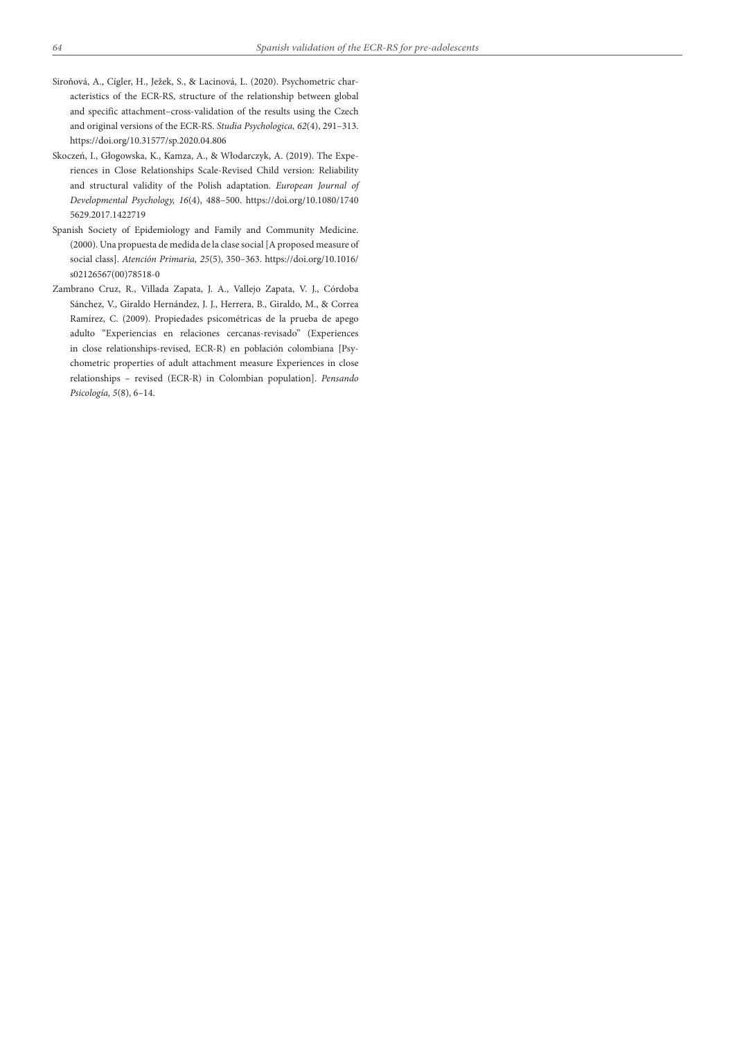Siroňová, A., Cígler, H., Ježek, S., & Lacinová, L. (2020). Psychometric characteristics of the ECR-RS, structure of the relationship between global and specific attachment–cross-validation of the results using the Czech and original versions of the ECR-RS. *Studia Psychologica, 62*(4), 291–313. https://doi.org/10.31577/sp.2020.04.806

Skoczeń, I., Głogowska, K., Kamza, A., & Włodarczyk, A. (2019). The Experiences in Close Relationships Scale-Revised Child version: Reliability and structural validity of the Polish adaptation. *European Journal of Developmental Psychology, 16*(4), 488–500. https://doi.org/10.1080/17405629.2017.1422719

Spanish Society of Epidemiology and Family and Community Medicine. (2000). Una propuesta de medida de la clase social [A proposed measure of social class]. *Atención Primaria, 25*(5), 350–363. https://doi.org/10.1016/s02126567(00)78518-0

Zambrano Cruz, R., Villada Zapata, J. A., Vallejo Zapata, V. J., Córdoba Sánchez, V., Giraldo Hernández, J. J., Herrera, B., Giraldo, M., & Correa Ramírez, C. (2009). Propiedades psicométricas de la prueba de apego adulto "Experiencias en relaciones cercanas-revisado" (Experiences in close relationships-revised, ECR-R) en población colombiana [Psychometric properties of adult attachment measure Experiences in close relationships – revised (ECR-R) in Colombian population]. *Pensando Psicología, 5*(8), 6–14.